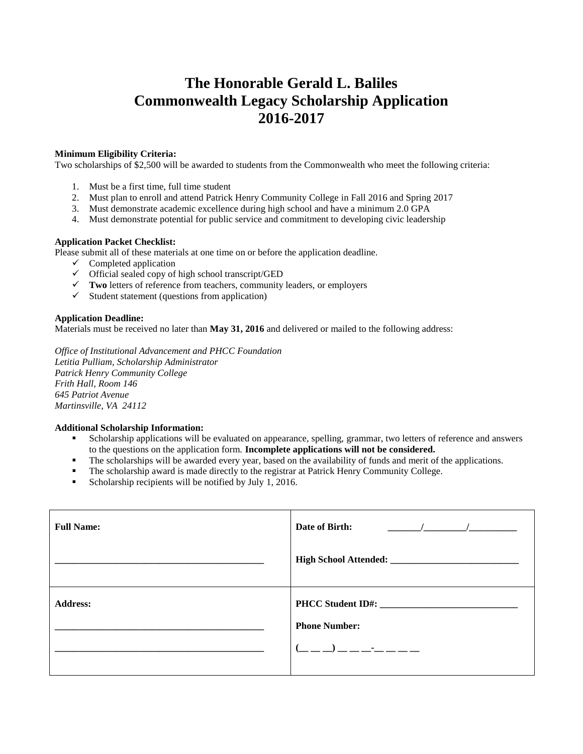# The Honorable Gerald L. Baliles
# Commonwealth Legacy Scholarship Application
# 2016-2017

**Minimum Eligibility Criteria:**

Two scholarships of $2,500 will be awarded to students from the Commonwealth who meet the following criteria:

1. Must be a first time, full time student
2. Must plan to enroll and attend Patrick Henry Community College in Fall 2016 and Spring 2017
3. Must demonstrate academic excellence during high school and have a minimum 2.0 GPA
4. Must demonstrate potential for public service and commitment to developing civic leadership

**Application Packet Checklist:**

Please submit all of these materials at one time on or before the application deadline.

- ✓ Completed application
- ✓ Official sealed copy of high school transcript/GED
- ✓ **Two** letters of reference from teachers, community leaders, or employers
- ✓ Student statement (questions from application)

**Application Deadline:**

Materials must be received no later than **May 31, 2016** and delivered or mailed to the following address:

*Office of Institutional Advancement and PHCC Foundation*
*Letitia Pulliam, Scholarship Administrator*
*Patrick Henry Community College*
*Frith Hall, Room 146*
*645 Patriot Avenue*
*Martinsville, VA 24112*

**Additional Scholarship Information:**

- Scholarship applications will be evaluated on appearance, spelling, grammar, two letters of reference and answers to the questions on the application form. **Incomplete applications will not be considered.**
- The scholarships will be awarded every year, based on the availability of funds and merit of the applications.
- The scholarship award is made directly to the registrar at Patrick Henry Community College.
- Scholarship recipients will be notified by July 1, 2016.

| | |
|---|---|
| **Full Name:** ____________________________________________ | **Date of Birth:** _______/_________/__________ **High School Attended:** ___________________________ |
| **Address:** ____________________________________________ ____________________________________________ | **PHCC Student ID#:** _____________________________ **Phone Number:** (__ __ __) __ __ __-__ __ __ __ |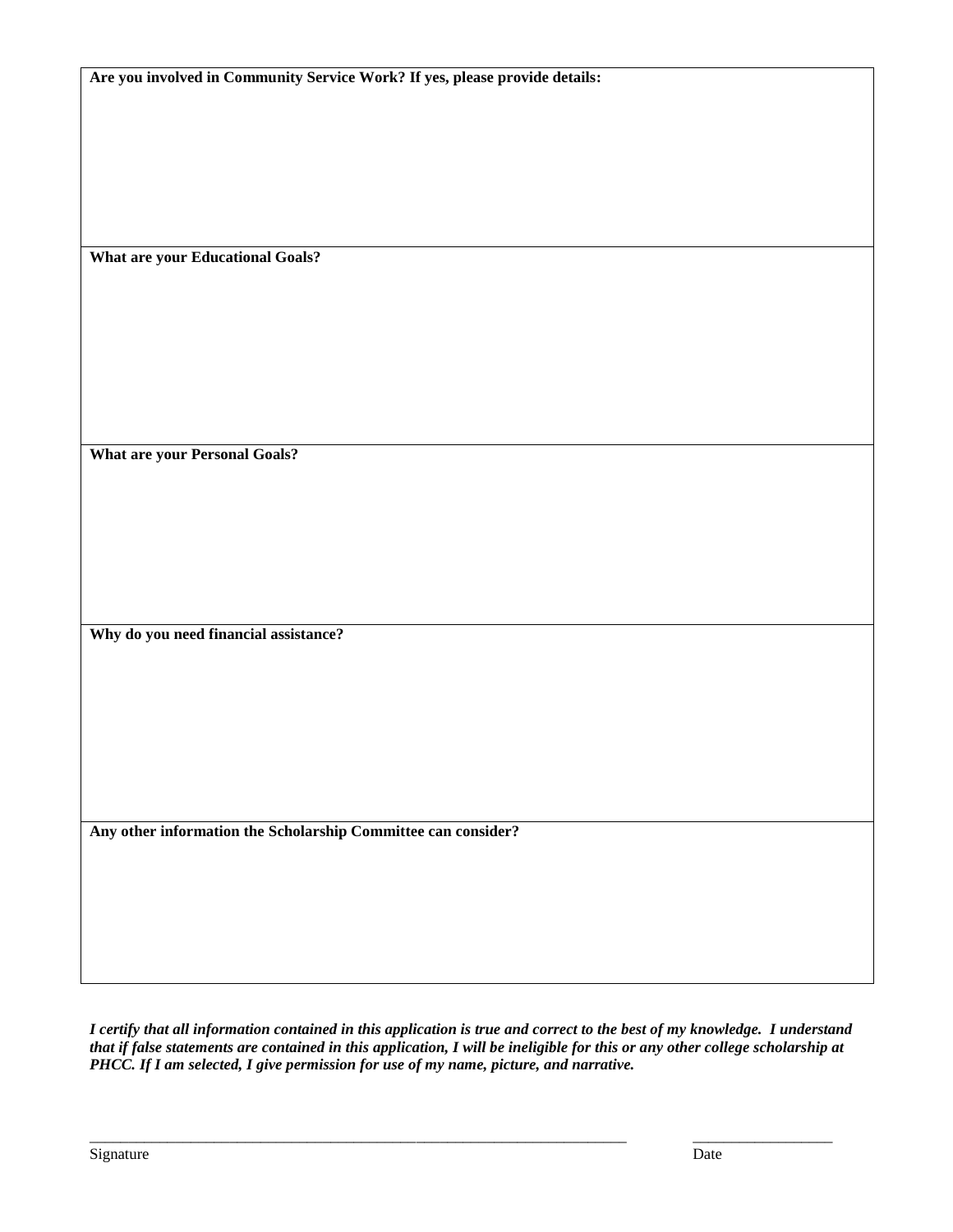**Are you involved in Community Service Work? If yes, please provide details:**

**What are your Educational Goals?**

**What are your Personal Goals?**

**Why do you need financial assistance?**

**Any other information the Scholarship Committee can consider?**

***I certify that all information contained in this application is true and correct to the best of my knowledge. I understand that if false statements are contained in this application, I will be ineligible for this or any other college scholarship at PHCC. If I am selected, I give permission for use of my name, picture, and narrative.***

_______________________________________________________________________ __________________

Signature Date